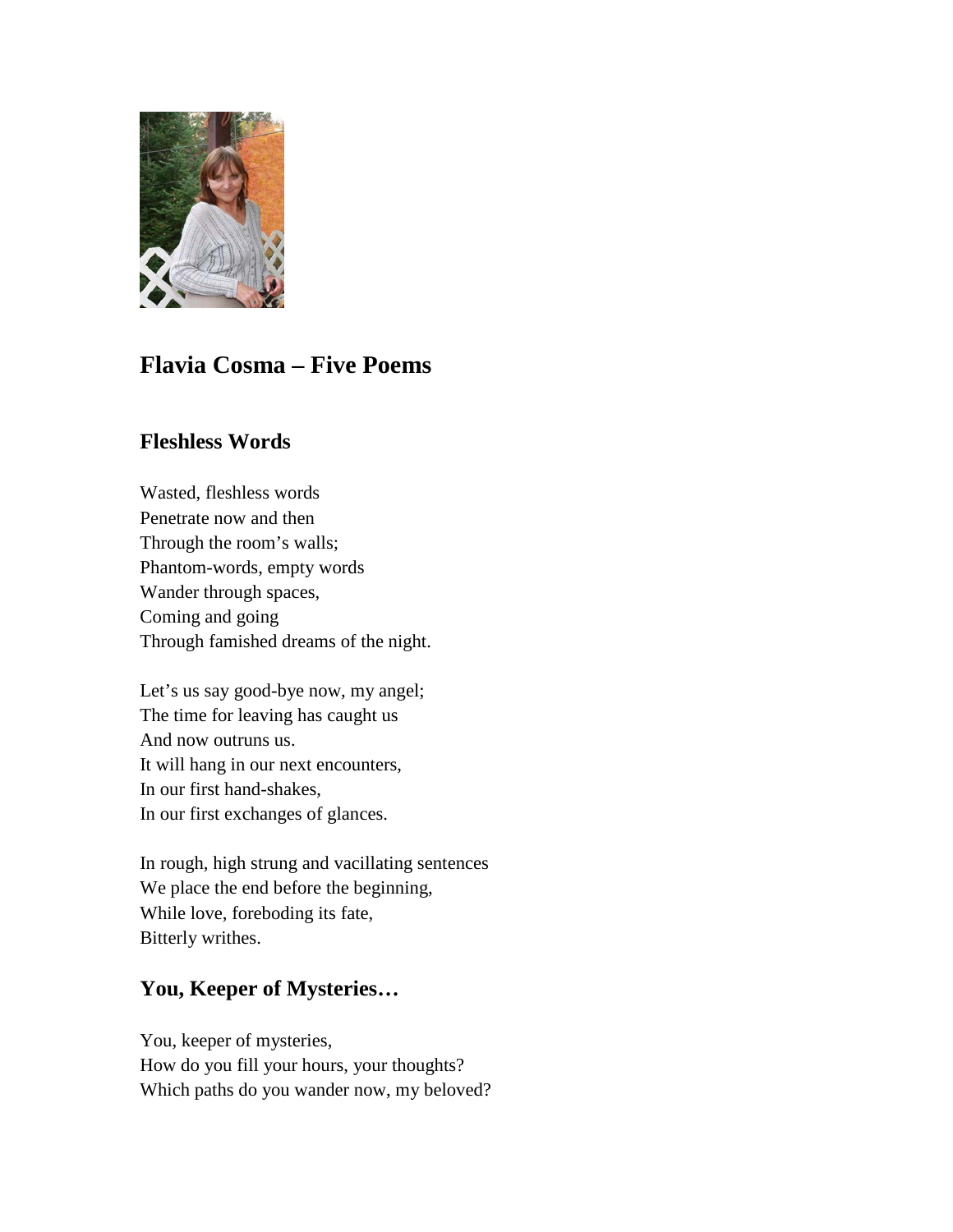# Flavia Cosma – Five Poems

## Fleshless Words

Wasted, fleshless words
Penetrate now and then
Through the room's walls;
Phantom-words, empty words
Wander through spaces,
Coming and going
Through famished dreams of the night.

Let's us say good-bye now, my angel;
The time for leaving has caught us
And now outruns us.
It will hang in our next encounters,
In our first hand-shakes,
In our first exchanges of glances.

In rough, high strung and vacillating sentences
We place the end before the beginning,
While love, foreboding its fate,
Bitterly writhes.

## You, Keeper of Mysteries…

You, keeper of mysteries,
How do you fill your hours, your thoughts?
Which paths do you wander now, my beloved?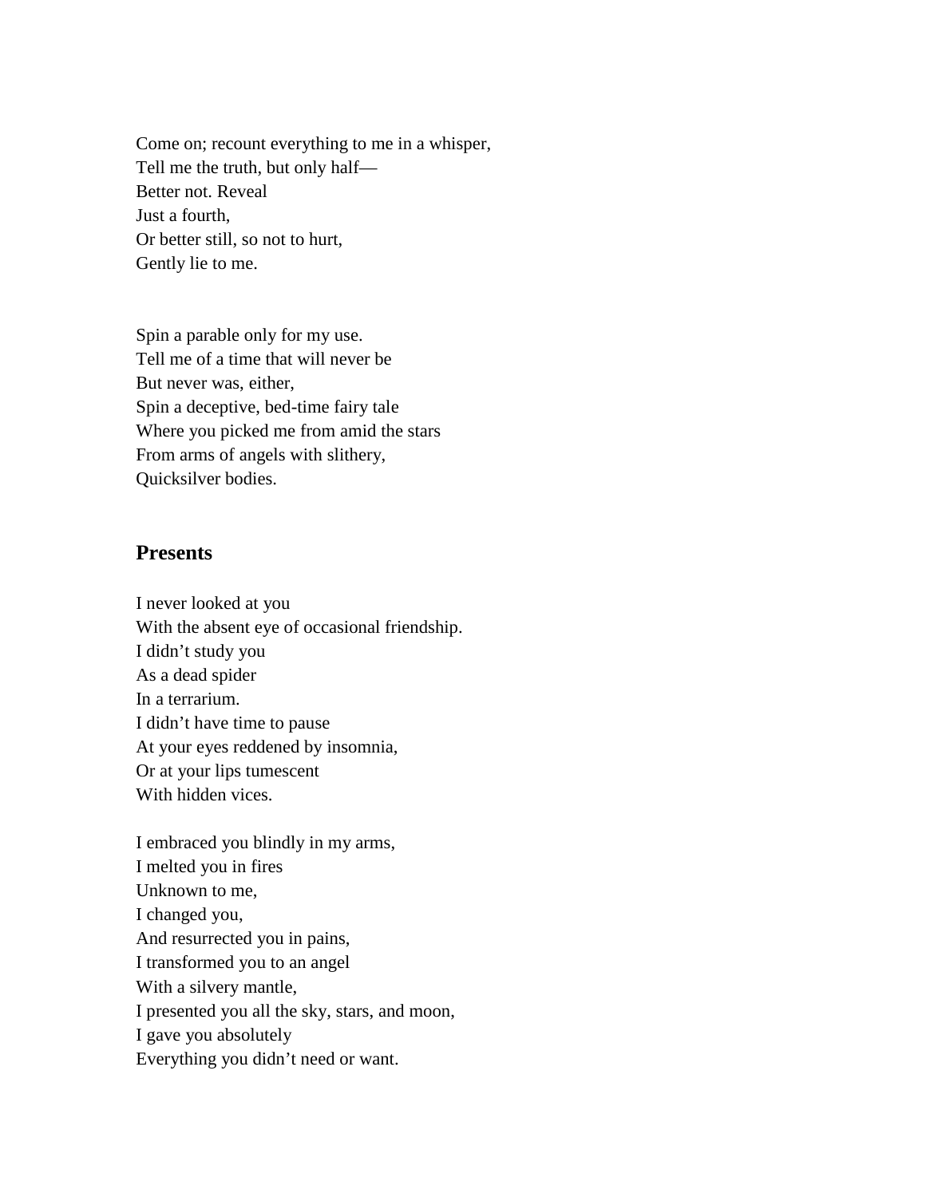Come on; recount everything to me in a whisper,  
Tell me the truth, but only half—  
Better not. Reveal  
Just a fourth,  
Or better still, so not to hurt,  
Gently lie to me.

Spin a parable only for my use.  
Tell me of a time that will never be  
But never was, either,  
Spin a deceptive, bed-time fairy tale  
Where you picked me from amid the stars  
From arms of angels with slithery,  
Quicksilver bodies.

## Presents

I never looked at you  
With the absent eye of occasional friendship.  
I didn't study you  
As a dead spider  
In a terrarium.  
I didn't have time to pause  
At your eyes reddened by insomnia,  
Or at your lips tumescent  
With hidden vices.

I embraced you blindly in my arms,  
I melted you in fires  
Unknown to me,  
I changed you,  
And resurrected you in pains,  
I transformed you to an angel  
With a silvery mantle,  
I presented you all the sky, stars, and moon,  
I gave you absolutely  
Everything you didn't need or want.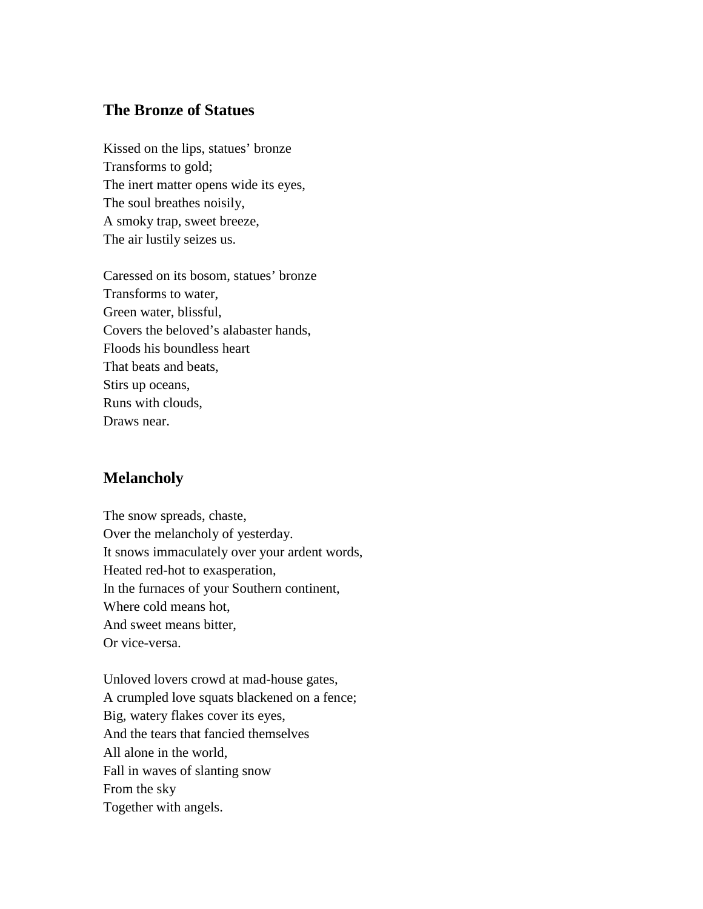## The Bronze of Statues

Kissed on the lips, statues' bronze  
Transforms to gold;  
The inert matter opens wide its eyes,  
The soul breathes noisily,  
A smoky trap, sweet breeze,  
The air lustily seizes us.

Caressed on its bosom, statues' bronze  
Transforms to water,  
Green water, blissful,  
Covers the beloved's alabaster hands,  
Floods his boundless heart  
That beats and beats,  
Stirs up oceans,  
Runs with clouds,  
Draws near.

## Melancholy

The snow spreads, chaste,  
Over the melancholy of yesterday.  
It snows immaculately over your ardent words,  
Heated red-hot to exasperation,  
In the furnaces of your Southern continent,  
Where cold means hot,  
And sweet means bitter,  
Or vice-versa.

Unloved lovers crowd at mad-house gates,  
A crumpled love squats blackened on a fence;  
Big, watery flakes cover its eyes,  
And the tears that fancied themselves  
All alone in the world,  
Fall in waves of slanting snow  
From the sky  
Together with angels.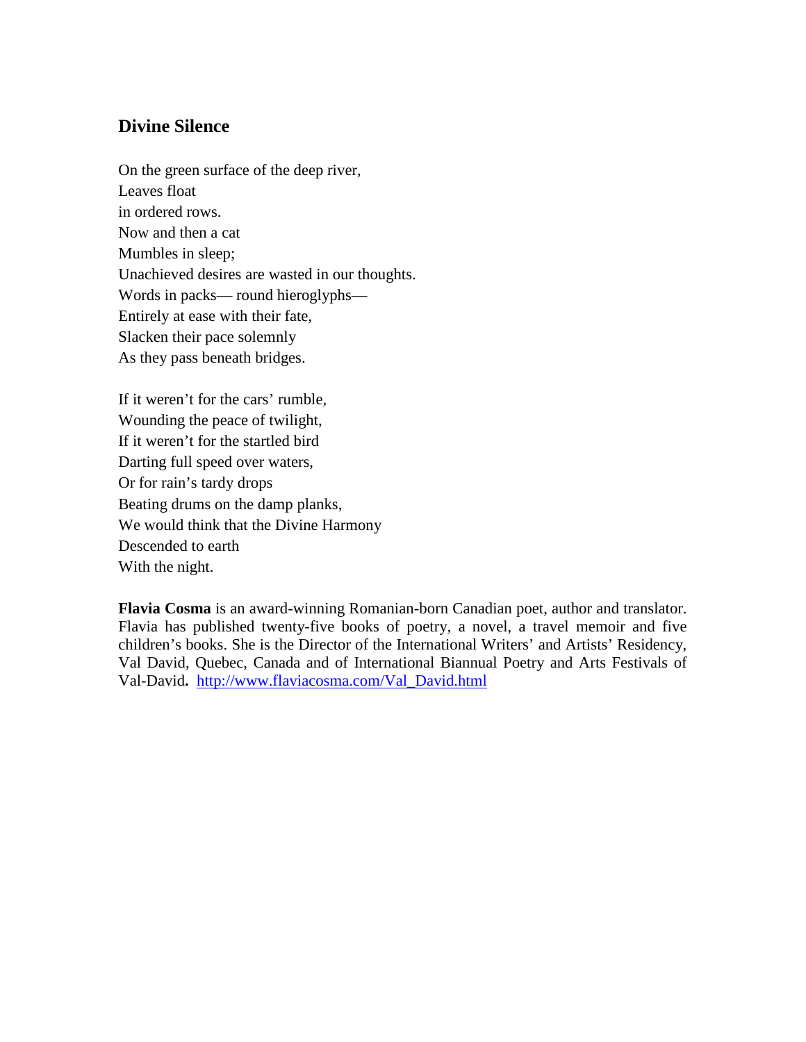### Divine Silence

On the green surface of the deep river,  
Leaves float  
in ordered rows.  
Now and then a cat  
Mumbles in sleep;  
Unachieved desires are wasted in our thoughts.  
Words in packs— round hieroglyphs—  
Entirely at ease with their fate,  
Slacken their pace solemnly  
As they pass beneath bridges.

If it weren't for the cars' rumble,  
Wounding the peace of twilight,  
If it weren't for the startled bird  
Darting full speed over waters,  
Or for rain's tardy drops  
Beating drums on the damp planks,  
We would think that the Divine Harmony  
Descended to earth  
With the night.

**Flavia Cosma** is an award-winning Romanian-born Canadian poet, author and translator. Flavia has published twenty-five books of poetry, a novel, a travel memoir and five children's books. She is the Director of the International Writers' and Artists' Residency, Val David, Quebec, Canada and of International Biannual Poetry and Arts Festivals of Val-David**.** [http://www.flaviacosma.com/Val_David.html](http://www.flaviacosma.com/Val_David.html)